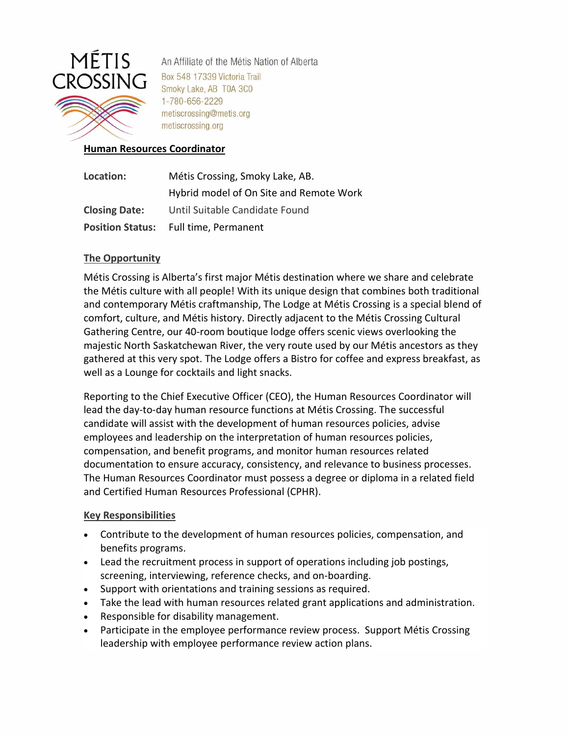MÉTIS CROSSING

An Affiliate of the Métis Nation of Alberta
Box 548 17339 Victoria Trail
Smoky Lake, AB T0A 3C0
1-780-656-2229
metiscrossing@metis.org
metiscrossing.org

## Human Resources Coordinator

| | |
|---|---|
| **Location:** | Métis Crossing, Smoky Lake, AB. Hybrid model of On Site and Remote Work |
| **Closing Date:** | Until Suitable Candidate Found |
| **Position Status:** | Full time, Permanent |

### The Opportunity

Métis Crossing is Alberta's first major Métis destination where we share and celebrate the Métis culture with all people! With its unique design that combines both traditional and contemporary Métis craftmanship, The Lodge at Métis Crossing is a special blend of comfort, culture, and Métis history. Directly adjacent to the Métis Crossing Cultural Gathering Centre, our 40-room boutique lodge offers scenic views overlooking the majestic North Saskatchewan River, the very route used by our Métis ancestors as they gathered at this very spot. The Lodge offers a Bistro for coffee and express breakfast, as well as a Lounge for cocktails and light snacks.

Reporting to the Chief Executive Officer (CEO), the Human Resources Coordinator will lead the day-to-day human resource functions at Métis Crossing. The successful candidate will assist with the development of human resources policies, advise employees and leadership on the interpretation of human resources policies, compensation, and benefit programs, and monitor human resources related documentation to ensure accuracy, consistency, and relevance to business processes. The Human Resources Coordinator must possess a degree or diploma in a related field and Certified Human Resources Professional (CPHR).

### Key Responsibilities

- Contribute to the development of human resources policies, compensation, and benefits programs.
- Lead the recruitment process in support of operations including job postings, screening, interviewing, reference checks, and on-boarding.
- Support with orientations and training sessions as required.
- Take the lead with human resources related grant applications and administration.
- Responsible for disability management.
- Participate in the employee performance review process. Support Métis Crossing leadership with employee performance review action plans.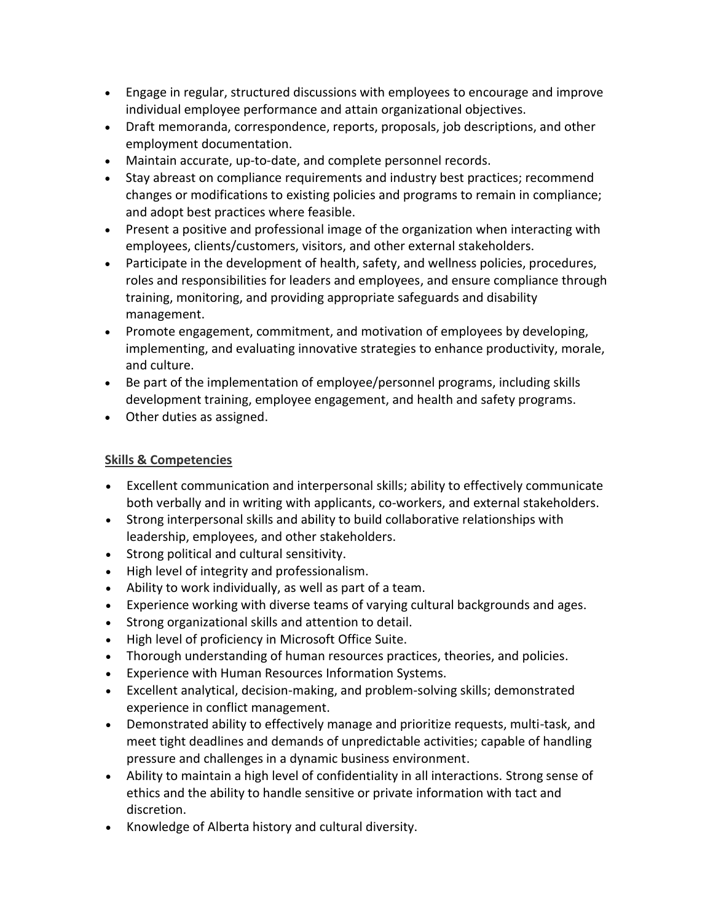- Engage in regular, structured discussions with employees to encourage and improve individual employee performance and attain organizational objectives.
- Draft memoranda, correspondence, reports, proposals, job descriptions, and other employment documentation.
- Maintain accurate, up-to-date, and complete personnel records.
- Stay abreast on compliance requirements and industry best practices; recommend changes or modifications to existing policies and programs to remain in compliance; and adopt best practices where feasible.
- Present a positive and professional image of the organization when interacting with employees, clients/customers, visitors, and other external stakeholders.
- Participate in the development of health, safety, and wellness policies, procedures, roles and responsibilities for leaders and employees, and ensure compliance through training, monitoring, and providing appropriate safeguards and disability management.
- Promote engagement, commitment, and motivation of employees by developing, implementing, and evaluating innovative strategies to enhance productivity, morale, and culture.
- Be part of the implementation of employee/personnel programs, including skills development training, employee engagement, and health and safety programs.
- Other duties as assigned.

**Skills & Competencies**

- Excellent communication and interpersonal skills; ability to effectively communicate both verbally and in writing with applicants, co-workers, and external stakeholders.
- Strong interpersonal skills and ability to build collaborative relationships with leadership, employees, and other stakeholders.
- Strong political and cultural sensitivity.
- High level of integrity and professionalism.
- Ability to work individually, as well as part of a team.
- Experience working with diverse teams of varying cultural backgrounds and ages.
- Strong organizational skills and attention to detail.
- High level of proficiency in Microsoft Office Suite.
- Thorough understanding of human resources practices, theories, and policies.
- Experience with Human Resources Information Systems.
- Excellent analytical, decision-making, and problem-solving skills; demonstrated experience in conflict management.
- Demonstrated ability to effectively manage and prioritize requests, multi-task, and meet tight deadlines and demands of unpredictable activities; capable of handling pressure and challenges in a dynamic business environment.
- Ability to maintain a high level of confidentiality in all interactions. Strong sense of ethics and the ability to handle sensitive or private information with tact and discretion.
- Knowledge of Alberta history and cultural diversity.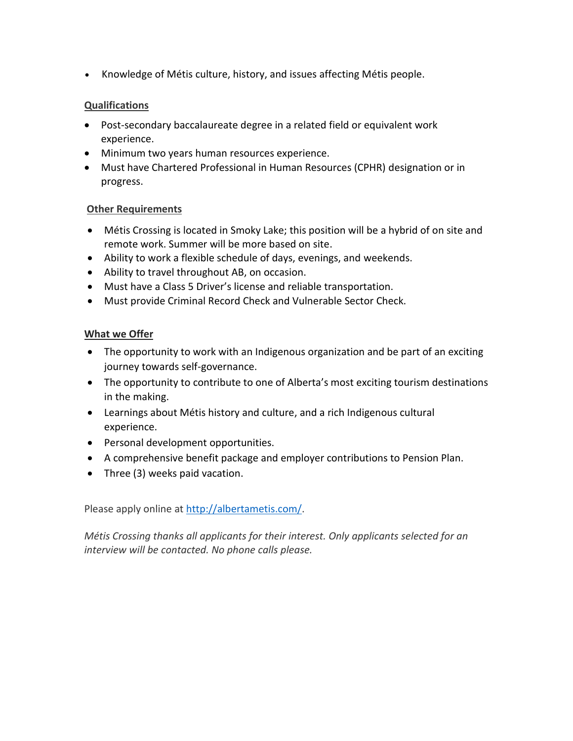- Knowledge of Métis culture, history, and issues affecting Métis people.

**Qualifications**

- Post-secondary baccalaureate degree in a related field or equivalent work experience.
- Minimum two years human resources experience.
- Must have Chartered Professional in Human Resources (CPHR) designation or in progress.

**Other Requirements**

- Métis Crossing is located in Smoky Lake; this position will be a hybrid of on site and remote work. Summer will be more based on site.
- Ability to work a flexible schedule of days, evenings, and weekends.
- Ability to travel throughout AB, on occasion.
- Must have a Class 5 Driver's license and reliable transportation.
- Must provide Criminal Record Check and Vulnerable Sector Check.

**What we Offer**

- The opportunity to work with an Indigenous organization and be part of an exciting journey towards self-governance.
- The opportunity to contribute to one of Alberta's most exciting tourism destinations in the making.
- Learnings about Métis history and culture, and a rich Indigenous cultural experience.
- Personal development opportunities.
- A comprehensive benefit package and employer contributions to Pension Plan.
- Three (3) weeks paid vacation.

Please apply online at [http://albertametis.com/](http://albertametis.com/).

*Métis Crossing thanks all applicants for their interest. Only applicants selected for an interview will be contacted. No phone calls please.*